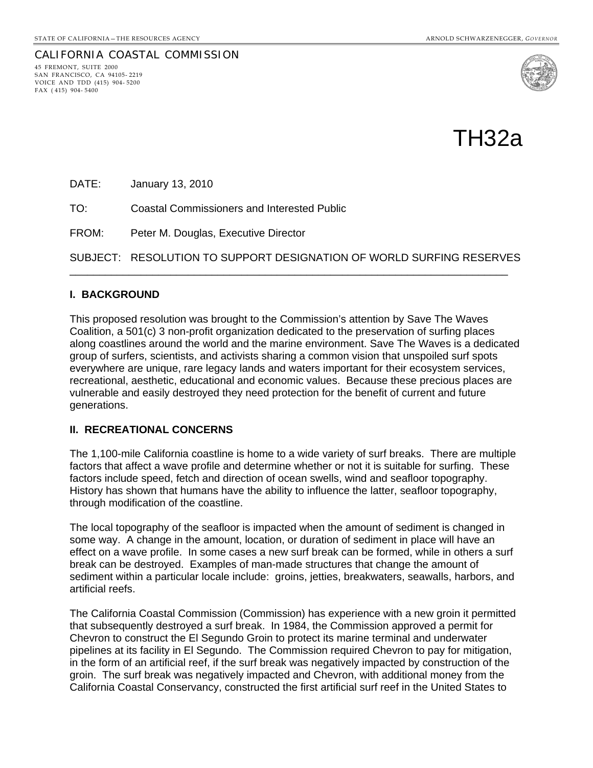STATE OF CALIFORNIA – THE RESOURCES AGENCY    ARNOLD SCHWARZENEGGER, *GOVERNOR*

CALIFORNIA COASTAL COMMISSION
45 FREMONT, SUITE 2000
SAN FRANCISCO, CA 94105-2219
VOICE AND TDD (415) 904-5200
FAX (415) 904-5400

# TH32a

DATE: January 13, 2010

TO: Coastal Commissioners and Interested Public

FROM: Peter M. Douglas, Executive Director

SUBJECT: RESOLUTION TO SUPPORT DESIGNATION OF WORLD SURFING RESERVES

---

## I. BACKGROUND

This proposed resolution was brought to the Commission's attention by Save The Waves Coalition, a 501(c) 3 non-profit organization dedicated to the preservation of surfing places along coastlines around the world and the marine environment. Save The Waves is a dedicated group of surfers, scientists, and activists sharing a common vision that unspoiled surf spots everywhere are unique, rare legacy lands and waters important for their ecosystem services, recreational, aesthetic, educational and economic values. Because these precious places are vulnerable and easily destroyed they need protection for the benefit of current and future generations.

## II. RECREATIONAL CONCERNS

The 1,100-mile California coastline is home to a wide variety of surf breaks. There are multiple factors that affect a wave profile and determine whether or not it is suitable for surfing. These factors include speed, fetch and direction of ocean swells, wind and seafloor topography. History has shown that humans have the ability to influence the latter, seafloor topography, through modification of the coastline.

The local topography of the seafloor is impacted when the amount of sediment is changed in some way. A change in the amount, location, or duration of sediment in place will have an effect on a wave profile. In some cases a new surf break can be formed, while in others a surf break can be destroyed. Examples of man-made structures that change the amount of sediment within a particular locale include: groins, jetties, breakwaters, seawalls, harbors, and artificial reefs.

The California Coastal Commission (Commission) has experience with a new groin it permitted that subsequently destroyed a surf break. In 1984, the Commission approved a permit for Chevron to construct the El Segundo Groin to protect its marine terminal and underwater pipelines at its facility in El Segundo. The Commission required Chevron to pay for mitigation, in the form of an artificial reef, if the surf break was negatively impacted by construction of the groin. The surf break was negatively impacted and Chevron, with additional money from the California Coastal Conservancy, constructed the first artificial surf reef in the United States to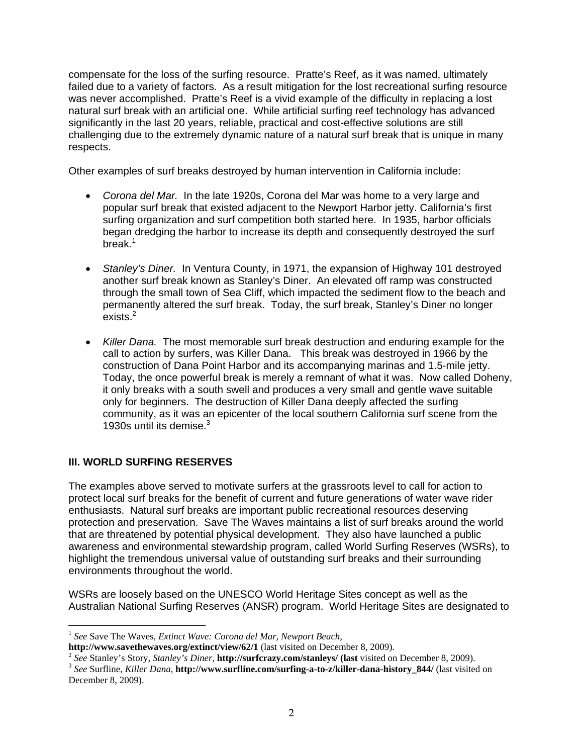compensate for the loss of the surfing resource. Pratte's Reef, as it was named, ultimately failed due to a variety of factors. As a result mitigation for the lost recreational surfing resource was never accomplished. Pratte's Reef is a vivid example of the difficulty in replacing a lost natural surf break with an artificial one. While artificial surfing reef technology has advanced significantly in the last 20 years, reliable, practical and cost-effective solutions are still challenging due to the extremely dynamic nature of a natural surf break that is unique in many respects.

Other examples of surf breaks destroyed by human intervention in California include:

- *Corona del Mar.* In the late 1920s, Corona del Mar was home to a very large and popular surf break that existed adjacent to the Newport Harbor jetty. California's first surfing organization and surf competition both started here. In 1935, harbor officials began dredging the harbor to increase its depth and consequently destroyed the surf break.[1]

- *Stanley's Diner.* In Ventura County, in 1971, the expansion of Highway 101 destroyed another surf break known as Stanley's Diner. An elevated off ramp was constructed through the small town of Sea Cliff, which impacted the sediment flow to the beach and permanently altered the surf break. Today, the surf break, Stanley's Diner no longer exists.[2]

- *Killer Dana.* The most memorable surf break destruction and enduring example for the call to action by surfers, was Killer Dana. This break was destroyed in 1966 by the construction of Dana Point Harbor and its accompanying marinas and 1.5-mile jetty. Today, the once powerful break is merely a remnant of what it was. Now called Doheny, it only breaks with a south swell and produces a very small and gentle wave suitable only for beginners. The destruction of Killer Dana deeply affected the surfing community, as it was an epicenter of the local southern California surf scene from the 1930s until its demise.[3]

## III. WORLD SURFING RESERVES

The examples above served to motivate surfers at the grassroots level to call for action to protect local surf breaks for the benefit of current and future generations of water wave rider enthusiasts. Natural surf breaks are important public recreational resources deserving protection and preservation. Save The Waves maintains a list of surf breaks around the world that are threatened by potential physical development. They also have launched a public awareness and environmental stewardship program, called World Surfing Reserves (WSRs), to highlight the tremendous universal value of outstanding surf breaks and their surrounding environments throughout the world.

WSRs are loosely based on the UNESCO World Heritage Sites concept as well as the Australian National Surfing Reserves (ANSR) program. World Heritage Sites are designated to

---

[1] *See* Save The Waves, *Extinct Wave: Corona del Mar, Newport Beach*, **http://www.savethewaves.org/extinct/view/62/1** (last visited on December 8, 2009).

[2] *See* Stanley's Story, *Stanley's Diner*, **http://surfcrazy.com/stanleys/ (last** visited on December 8, 2009).

[3] *See* Surfline, *Killer Dana*, **http://www.surfline.com/surfing-a-to-z/killer-dana-history_844/** (last visited on December 8, 2009).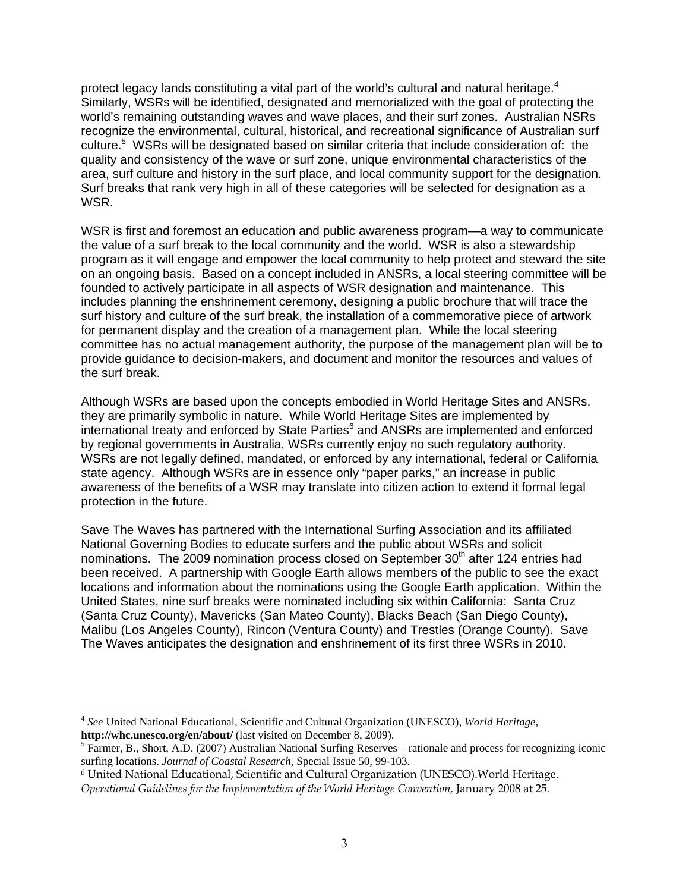protect legacy lands constituting a vital part of the world's cultural and natural heritage.[4] Similarly, WSRs will be identified, designated and memorialized with the goal of protecting the world's remaining outstanding waves and wave places, and their surf zones. Australian NSRs recognize the environmental, cultural, historical, and recreational significance of Australian surf culture.[5] WSRs will be designated based on similar criteria that include consideration of: the quality and consistency of the wave or surf zone, unique environmental characteristics of the area, surf culture and history in the surf place, and local community support for the designation. Surf breaks that rank very high in all of these categories will be selected for designation as a WSR.

WSR is first and foremost an education and public awareness program—a way to communicate the value of a surf break to the local community and the world. WSR is also a stewardship program as it will engage and empower the local community to help protect and steward the site on an ongoing basis. Based on a concept included in ANSRs, a local steering committee will be founded to actively participate in all aspects of WSR designation and maintenance. This includes planning the enshrinement ceremony, designing a public brochure that will trace the surf history and culture of the surf break, the installation of a commemorative piece of artwork for permanent display and the creation of a management plan. While the local steering committee has no actual management authority, the purpose of the management plan will be to provide guidance to decision-makers, and document and monitor the resources and values of the surf break.

Although WSRs are based upon the concepts embodied in World Heritage Sites and ANSRs, they are primarily symbolic in nature. While World Heritage Sites are implemented by international treaty and enforced by State Parties[6] and ANSRs are implemented and enforced by regional governments in Australia, WSRs currently enjoy no such regulatory authority. WSRs are not legally defined, mandated, or enforced by any international, federal or California state agency. Although WSRs are in essence only "paper parks," an increase in public awareness of the benefits of a WSR may translate into citizen action to extend it formal legal protection in the future.

Save The Waves has partnered with the International Surfing Association and its affiliated National Governing Bodies to educate surfers and the public about WSRs and solicit nominations. The 2009 nomination process closed on September 30th after 124 entries had been received. A partnership with Google Earth allows members of the public to see the exact locations and information about the nominations using the Google Earth application. Within the United States, nine surf breaks were nominated including six within California: Santa Cruz (Santa Cruz County), Mavericks (San Mateo County), Blacks Beach (San Diego County), Malibu (Los Angeles County), Rincon (Ventura County) and Trestles (Orange County). Save The Waves anticipates the designation and enshrinement of its first three WSRs in 2010.

---

[4] *See* United National Educational, Scientific and Cultural Organization (UNESCO), *World Heritage*, **http://whc.unesco.org/en/about/** (last visited on December 8, 2009).

[5] Farmer, B., Short, A.D. (2007) Australian National Surfing Reserves – rationale and process for recognizing iconic surfing locations. *Journal of Coastal Research*, Special Issue 50, 99-103.

[6] United National Educational, Scientific and Cultural Organization (UNESCO).World Heritage. *Operational Guidelines for the Implementation of the World Heritage Convention,* January 2008 at 25.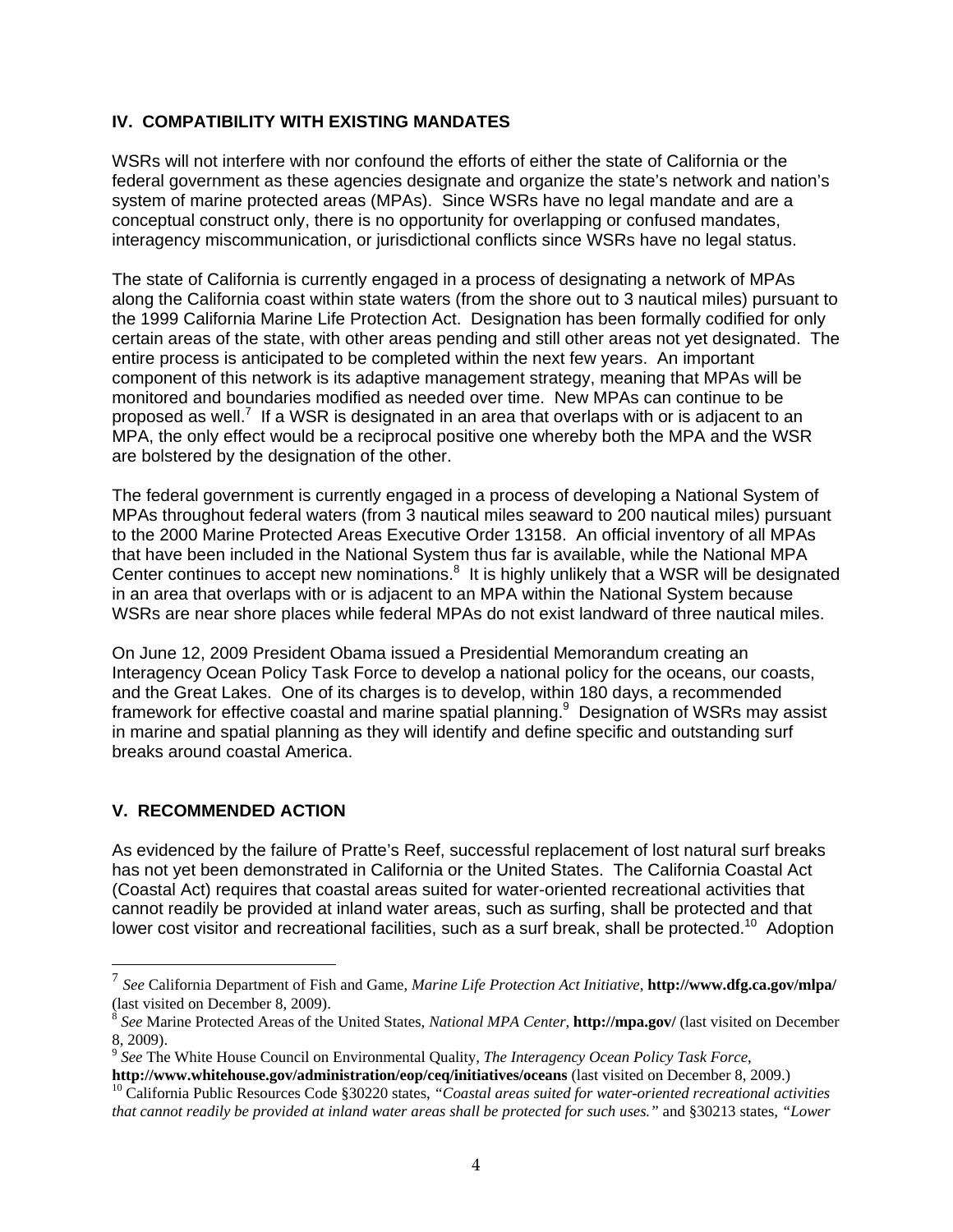## IV. COMPATIBILITY WITH EXISTING MANDATES

WSRs will not interfere with nor confound the efforts of either the state of California or the federal government as these agencies designate and organize the state's network and nation's system of marine protected areas (MPAs). Since WSRs have no legal mandate and are a conceptual construct only, there is no opportunity for overlapping or confused mandates, interagency miscommunication, or jurisdictional conflicts since WSRs have no legal status.

The state of California is currently engaged in a process of designating a network of MPAs along the California coast within state waters (from the shore out to 3 nautical miles) pursuant to the 1999 California Marine Life Protection Act. Designation has been formally codified for only certain areas of the state, with other areas pending and still other areas not yet designated. The entire process is anticipated to be completed within the next few years. An important component of this network is its adaptive management strategy, meaning that MPAs will be monitored and boundaries modified as needed over time. New MPAs can continue to be proposed as well.[7] If a WSR is designated in an area that overlaps with or is adjacent to an MPA, the only effect would be a reciprocal positive one whereby both the MPA and the WSR are bolstered by the designation of the other.

The federal government is currently engaged in a process of developing a National System of MPAs throughout federal waters (from 3 nautical miles seaward to 200 nautical miles) pursuant to the 2000 Marine Protected Areas Executive Order 13158. An official inventory of all MPAs that have been included in the National System thus far is available, while the National MPA Center continues to accept new nominations.[8] It is highly unlikely that a WSR will be designated in an area that overlaps with or is adjacent to an MPA within the National System because WSRs are near shore places while federal MPAs do not exist landward of three nautical miles.

On June 12, 2009 President Obama issued a Presidential Memorandum creating an Interagency Ocean Policy Task Force to develop a national policy for the oceans, our coasts, and the Great Lakes. One of its charges is to develop, within 180 days, a recommended framework for effective coastal and marine spatial planning.[9] Designation of WSRs may assist in marine and spatial planning as they will identify and define specific and outstanding surf breaks around coastal America.

## V. RECOMMENDED ACTION

As evidenced by the failure of Pratte's Reef, successful replacement of lost natural surf breaks has not yet been demonstrated in California or the United States. The California Coastal Act (Coastal Act) requires that coastal areas suited for water-oriented recreational activities that cannot readily be provided at inland water areas, such as surfing, shall be protected and that lower cost visitor and recreational facilities, such as a surf break, shall be protected.[10] Adoption

---

[7] *See* California Department of Fish and Game, *Marine Life Protection Act Initiative*, **http://www.dfg.ca.gov/mlpa/** (last visited on December 8, 2009).

[8] *See* Marine Protected Areas of the United States, *National MPA Center*, **http://mpa.gov/** (last visited on December 8, 2009).

[9] *See* The White House Council on Environmental Quality, *The Interagency Ocean Policy Task Force*, **http://www.whitehouse.gov/administration/eop/ceq/initiatives/oceans** (last visited on December 8, 2009.)

[10] California Public Resources Code §30220 states, *"Coastal areas suited for water-oriented recreational activities that cannot readily be provided at inland water areas shall be protected for such uses."* and §30213 states, *"Lower*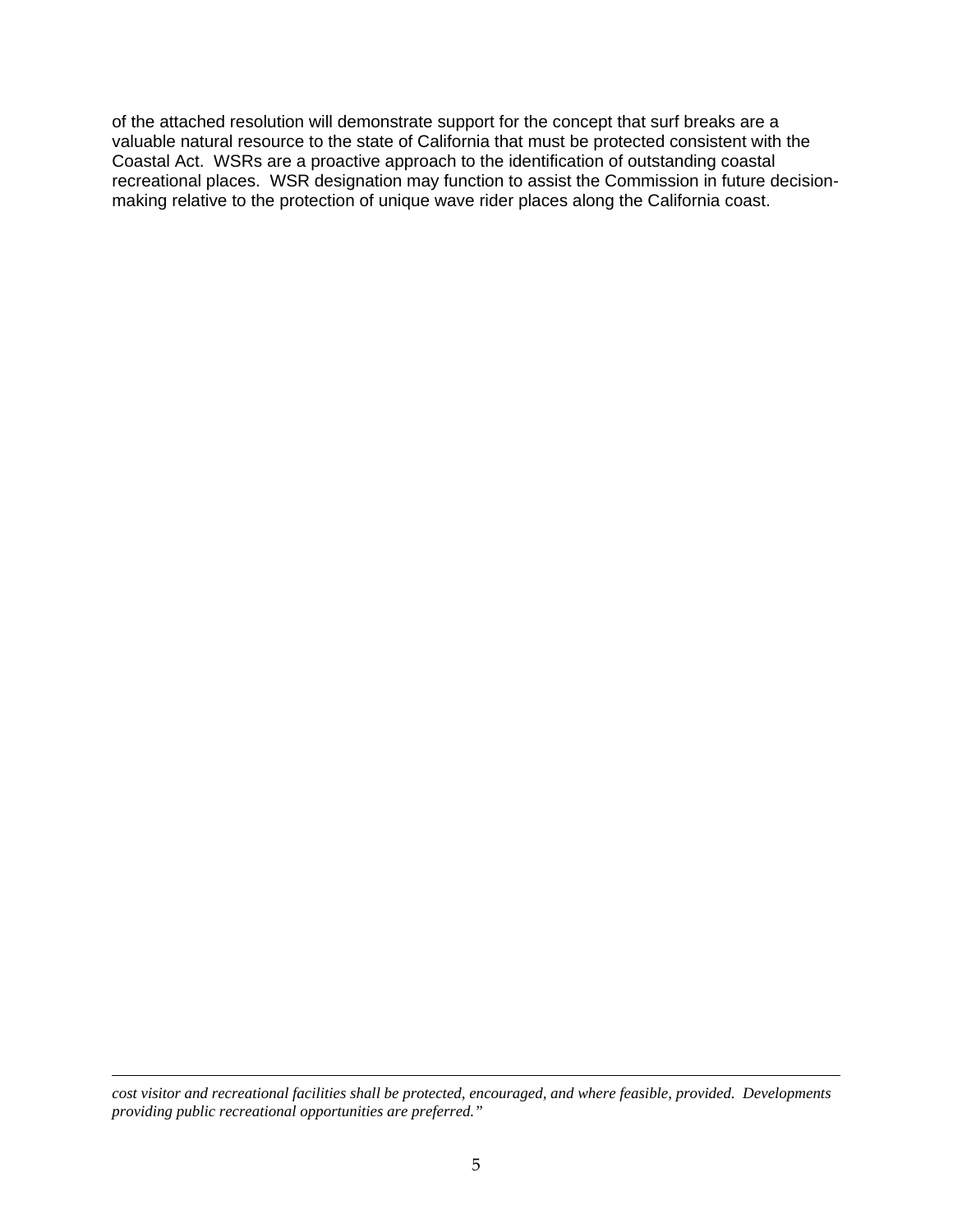of the attached resolution will demonstrate support for the concept that surf breaks are a valuable natural resource to the state of California that must be protected consistent with the Coastal Act. WSRs are a proactive approach to the identification of outstanding coastal recreational places. WSR designation may function to assist the Commission in future decision-making relative to the protection of unique wave rider places along the California coast.

---

*cost visitor and recreational facilities shall be protected, encouraged, and where feasible, provided. Developments providing public recreational opportunities are preferred."*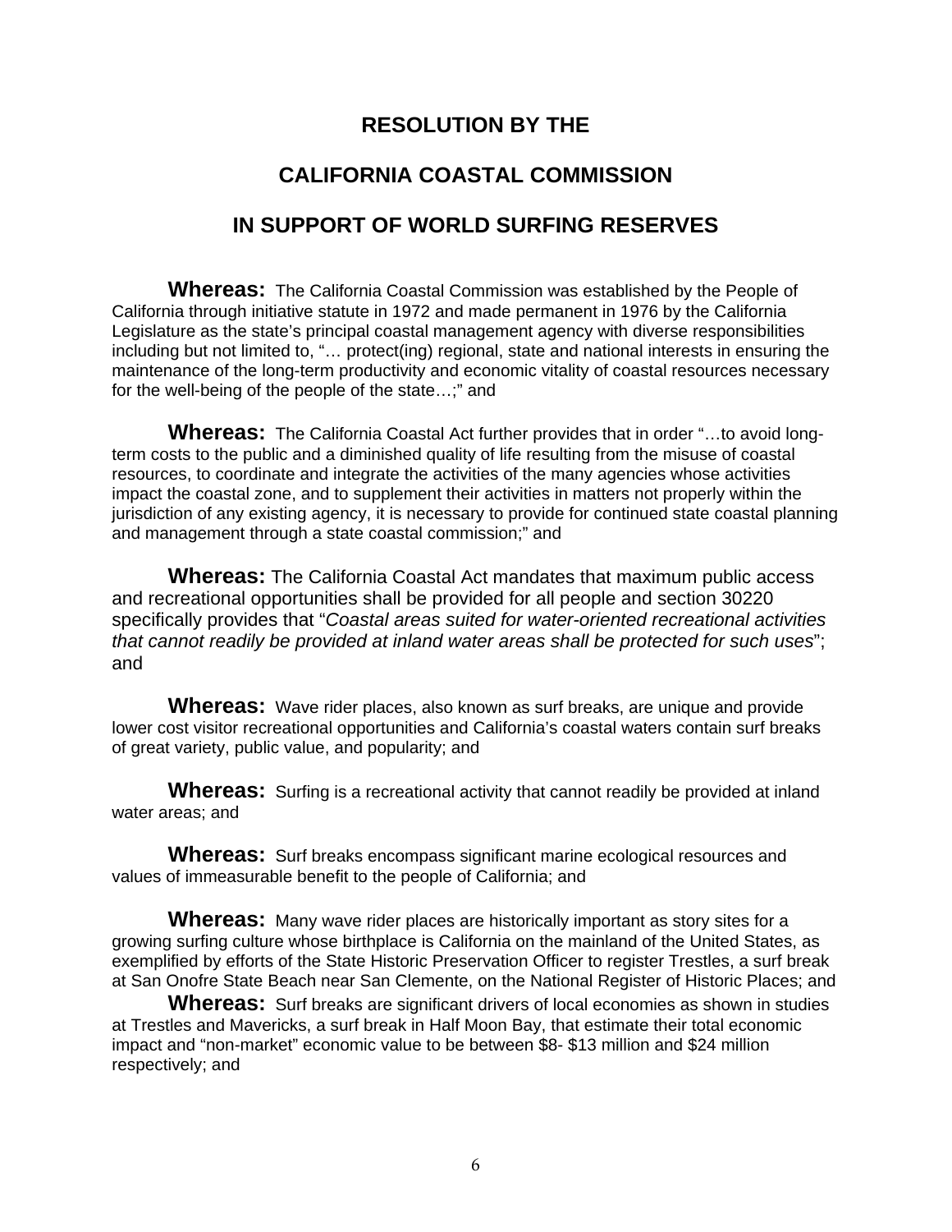# RESOLUTION BY THE

# CALIFORNIA COASTAL COMMISSION

# IN SUPPORT OF WORLD SURFING RESERVES

**Whereas:** The California Coastal Commission was established by the People of California through initiative statute in 1972 and made permanent in 1976 by the California Legislature as the state's principal coastal management agency with diverse responsibilities including but not limited to, "… protect(ing) regional, state and national interests in ensuring the maintenance of the long-term productivity and economic vitality of coastal resources necessary for the well-being of the people of the state…;" and

**Whereas:** The California Coastal Act further provides that in order "…to avoid long-term costs to the public and a diminished quality of life resulting from the misuse of coastal resources, to coordinate and integrate the activities of the many agencies whose activities impact the coastal zone, and to supplement their activities in matters not properly within the jurisdiction of any existing agency, it is necessary to provide for continued state coastal planning and management through a state coastal commission;" and

**Whereas:** The California Coastal Act mandates that maximum public access and recreational opportunities shall be provided for all people and section 30220 specifically provides that "*Coastal areas suited for water-oriented recreational activities that cannot readily be provided at inland water areas shall be protected for such uses*"; and

**Whereas:** Wave rider places, also known as surf breaks, are unique and provide lower cost visitor recreational opportunities and California's coastal waters contain surf breaks of great variety, public value, and popularity; and

**Whereas:** Surfing is a recreational activity that cannot readily be provided at inland water areas; and

**Whereas:** Surf breaks encompass significant marine ecological resources and values of immeasurable benefit to the people of California; and

**Whereas:** Many wave rider places are historically important as story sites for a growing surfing culture whose birthplace is California on the mainland of the United States, as exemplified by efforts of the State Historic Preservation Officer to register Trestles, a surf break at San Onofre State Beach near San Clemente, on the National Register of Historic Places; and

**Whereas:** Surf breaks are significant drivers of local economies as shown in studies at Trestles and Mavericks, a surf break in Half Moon Bay, that estimate their total economic impact and "non-market" economic value to be between $8- $13 million and $24 million respectively; and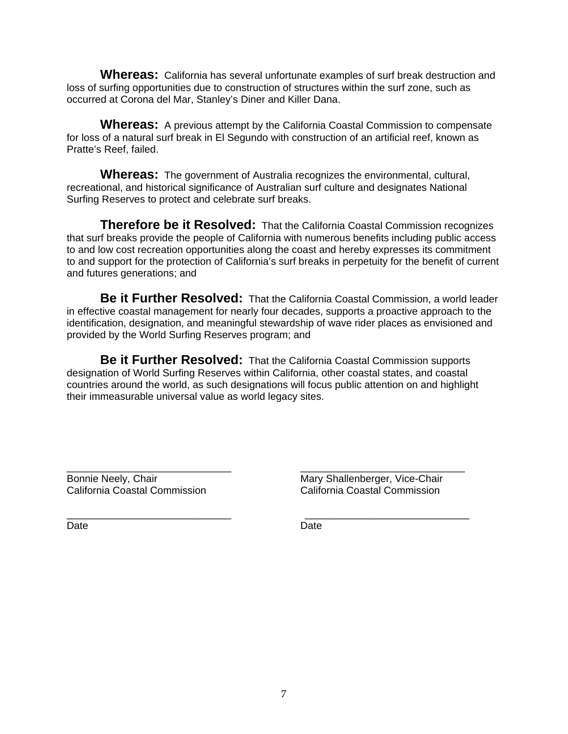**Whereas:** California has several unfortunate examples of surf break destruction and loss of surfing opportunities due to construction of structures within the surf zone, such as occurred at Corona del Mar, Stanley's Diner and Killer Dana.

**Whereas:** A previous attempt by the California Coastal Commission to compensate for loss of a natural surf break in El Segundo with construction of an artificial reef, known as Pratte's Reef, failed.

**Whereas:** The government of Australia recognizes the environmental, cultural, recreational, and historical significance of Australian surf culture and designates National Surfing Reserves to protect and celebrate surf breaks.

**Therefore be it Resolved:** That the California Coastal Commission recognizes that surf breaks provide the people of California with numerous benefits including public access to and low cost recreation opportunities along the coast and hereby expresses its commitment to and support for the protection of California's surf breaks in perpetuity for the benefit of current and futures generations; and

**Be it Further Resolved:** That the California Coastal Commission, a world leader in effective coastal management for nearly four decades, supports a proactive approach to the identification, designation, and meaningful stewardship of wave rider places as envisioned and provided by the World Surfing Reserves program; and

**Be it Further Resolved:** That the California Coastal Commission supports designation of World Surfing Reserves within California, other coastal states, and coastal countries around the world, as such designations will focus public attention on and highlight their immeasurable universal value as world legacy sites.

| | |
|---|---|
| _____________________________ | _____________________________ |
| Bonnie Neely, Chair<br>California Coastal Commission | Mary Shallenberger, Vice-Chair<br>California Coastal Commission |
| _____________________________ | _____________________________ |
| Date | Date |